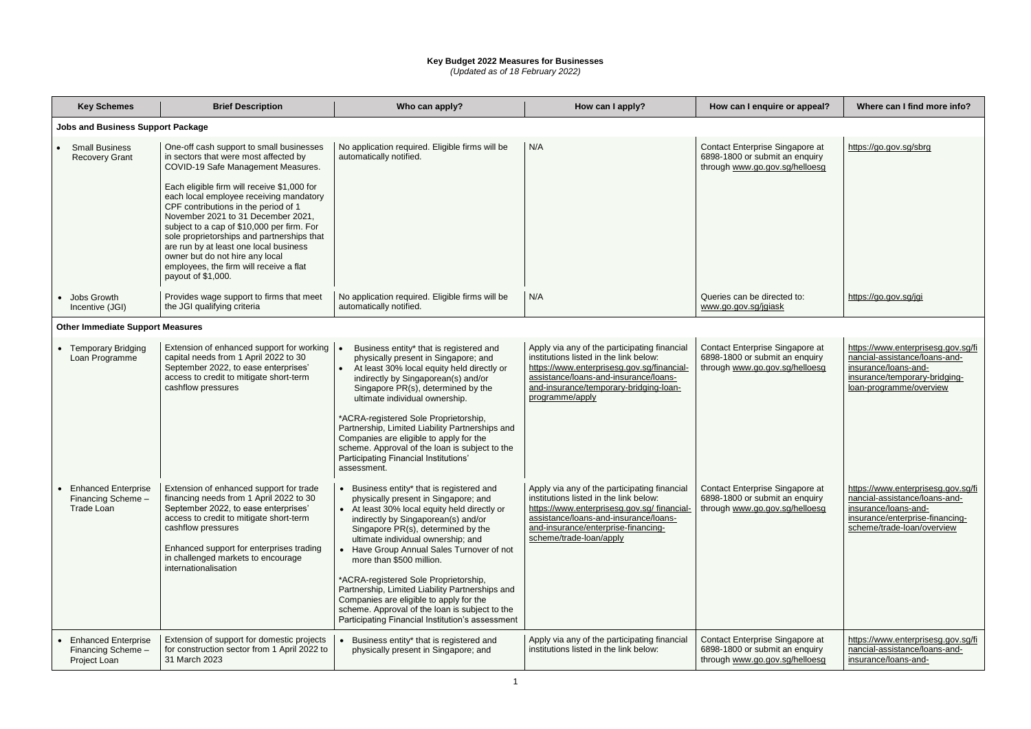**Key Budget 2022 Measures for Businesses**
*(Updated as of 18 February 2022)*

| Key Schemes | Brief Description | Who can apply? | How can I apply? | How can I enquire or appeal? | Where can I find more info? |
|---|---|---|---|---|---|
| **Jobs and Business Support Package** | | | | | |
| • Small Business Recovery Grant | One-off cash support to small businesses in sectors that were most affected by COVID-19 Safe Management Measures.<br><br>Each eligible firm will receive $1,000 for each local employee receiving mandatory CPF contributions in the period of 1 November 2021 to 31 December 2021, subject to a cap of $10,000 per firm. For sole proprietorships and partnerships that are run by at least one local business owner but do not hire any local employees, the firm will receive a flat payout of $1,000. | No application required. Eligible firms will be automatically notified. | N/A | Contact Enterprise Singapore at 6898-1800 or submit an enquiry through www.go.gov.sg/helloesg | https://go.gov.sg/sbrg |
| • Jobs Growth Incentive (JGI) | Provides wage support to firms that meet the JGI qualifying criteria | No application required. Eligible firms will be automatically notified. | N/A | Queries can be directed to: www.go.gov.sg/jgiask | https://go.gov.sg/jgi |
| **Other Immediate Support Measures** | | | | | |
| • Temporary Bridging Loan Programme | Extension of enhanced support for working capital needs from 1 April 2022 to 30 September 2022, to ease enterprises' access to credit to mitigate short-term cashflow pressures | • Business entity* that is registered and physically present in Singapore; and<br>• At least 30% local equity held directly or indirectly by Singaporean(s) and/or Singapore PR(s), determined by the ultimate individual ownership.<br><br>*ACRA-registered Sole Proprietorship, Partnership, Limited Liability Partnerships and Companies are eligible to apply for the scheme. Approval of the loan is subject to the Participating Financial Institutions' assessment. | Apply via any of the participating financial institutions listed in the link below: https://www.enterprisesg.gov.sg/financial-assistance/loans-and-insurance/loans-and-insurance/temporary-bridging-loan-programme/apply | Contact Enterprise Singapore at 6898-1800 or submit an enquiry through www.go.gov.sg/helloesg | https://www.enterprisesg.gov.sg/financial-assistance/loans-and-insurance/loans-and-insurance/temporary-bridging-loan-programme/overview |
| • Enhanced Enterprise Financing Scheme – Trade Loan | Extension of enhanced support for trade financing needs from 1 April 2022 to 30 September 2022, to ease enterprises' access to credit to mitigate short-term cashflow pressures<br><br>Enhanced support for enterprises trading in challenged markets to encourage internationalisation | • Business entity* that is registered and physically present in Singapore; and<br>• At least 30% local equity held directly or indirectly by Singaporean(s) and/or Singapore PR(s), determined by the ultimate individual ownership; and<br>• Have Group Annual Sales Turnover of not more than $500 million.<br><br>*ACRA-registered Sole Proprietorship, Partnership, Limited Liability Partnerships and Companies are eligible to apply for the scheme. Approval of the loan is subject to the Participating Financial Institution's assessment | Apply via any of the participating financial institutions listed in the link below: https://www.enterprisesg.gov.sg/ financial-assistance/loans-and-insurance/loans-and-insurance/enterprise-financing-scheme/trade-loan/apply | Contact Enterprise Singapore at 6898-1800 or submit an enquiry through www.go.gov.sg/helloesg | https://www.enterprisesg.gov.sg/financial-assistance/loans-and-insurance/loans-and-insurance/enterprise-financing-scheme/trade-loan/overview |
| • Enhanced Enterprise Financing Scheme – Project Loan | Extension of support for domestic projects for construction sector from 1 April 2022 to 31 March 2023 | • Business entity* that is registered and physically present in Singapore; and | Apply via any of the participating financial institutions listed in the link below: | Contact Enterprise Singapore at 6898-1800 or submit an enquiry through www.go.gov.sg/helloesg | https://www.enterprisesg.gov.sg/financial-assistance/loans-and-insurance/loans-and- |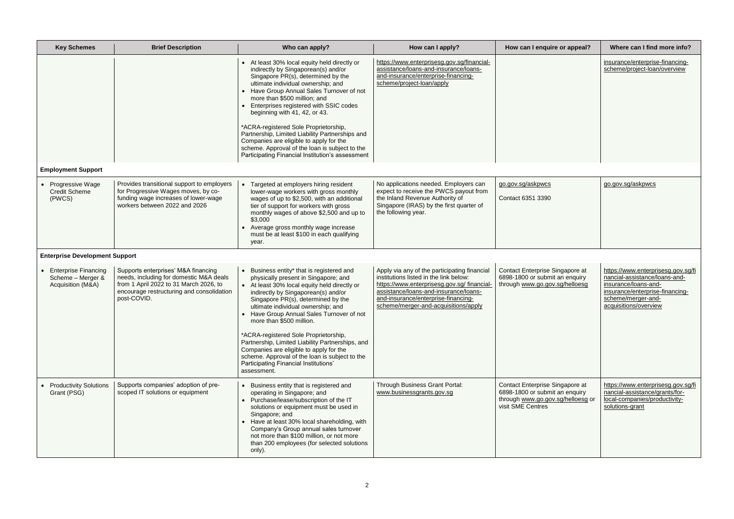| Key Schemes | Brief Description | Who can apply? | How can I apply? | How can I enquire or appeal? | Where can I find more info? |
|---|---|---|---|---|---|
| | | • At least 30% local equity held directly or indirectly by Singaporean(s) and/or Singapore PR(s), determined by the ultimate individual ownership; and<br>• Have Group Annual Sales Turnover of not more than $500 million; and<br>• Enterprises registered with SSIC codes beginning with 41, 42, or 43.<br><br>*ACRA-registered Sole Proprietorship, Partnership, Limited Liability Partnerships and Companies are eligible to apply for the scheme. Approval of the loan is subject to the Participating Financial Institution's assessment | https://www.enterprisesg.gov.sg/financial-assistance/loans-and-insurance/loans-and-insurance/enterprise-financing-scheme/project-loan/apply | | insurance/enterprise-financing-scheme/project-loan/overview |
| **Employment Support** | | | | | |
| • Progressive Wage Credit Scheme (PWCS) | Provides transitional support to employers for Progressive Wages moves, by co-funding wage increases of lower-wage workers between 2022 and 2026 | • Targeted at employers hiring resident lower-wage workers with gross monthly wages of up to $2,500, with an additional tier of support for workers with gross monthly wages of above $2,500 and up to $3,000<br>• Average gross monthly wage increase must be at least $100 in each qualifying year. | No applications needed. Employers can expect to receive the PWCS payout from the Inland Revenue Authority of Singapore (IRAS) by the first quarter of the following year. | go.gov.sg/askpwcs<br><br>Contact 6351 3390 | go.gov.sg/askpwcs |
| **Enterprise Development Support** | | | | | |
| • Enterprise Financing Scheme – Merger & Acquisition (M&A) | Supports enterprises' M&A financing needs, including for domestic M&A deals from 1 April 2022 to 31 March 2026, to encourage restructuring and consolidation post-COVID. | • Business entity* that is registered and physically present in Singapore; and<br>• At least 30% local equity held directly or indirectly by Singaporean(s) and/or Singapore PR(s), determined by the ultimate individual ownership; and<br>• Have Group Annual Sales Turnover of not more than $500 million.<br><br>*ACRA-registered Sole Proprietorship, Partnership, Limited Liability Partnerships, and Companies are eligible to apply for the scheme. Approval of the loan is subject to the Participating Financial Institutions' assessment. | Apply via any of the participating financial institutions listed in the link below: https://www.enterprisesg.gov.sg/ financial-assistance/loans-and-insurance/loans-and-insurance/enterprise-financing-scheme/merger-and-acquisitions/apply | Contact Enterprise Singapore at 6898-1800 or submit an enquiry through www.go.gov.sg/helloesg | https://www.enterprisesg.gov.sg/financial-assistance/loans-and-insurance/loans-and-insurance/enterprise-financing-scheme/merger-and-acquisitions/overview |
| • Productivity Solutions Grant (PSG) | Supports companies' adoption of pre-scoped IT solutions or equipment | • Business entity that is registered and operating in Singapore; and<br>• Purchase/lease/subscription of the IT solutions or equipment must be used in Singapore; and<br>• Have at least 30% local shareholding, with Company's Group annual sales turnover not more than $100 million, or not more than 200 employees (for selected solutions only). | Through Business Grant Portal: www.businessgrants.gov.sg | Contact Enterprise Singapore at 6898-1800 or submit an enquiry through www.go.gov.sg/helloesg or visit SME Centres | https://www.enterprisesg.gov.sg/financial-assistance/grants/for-local-companies/productivity-solutions-grant |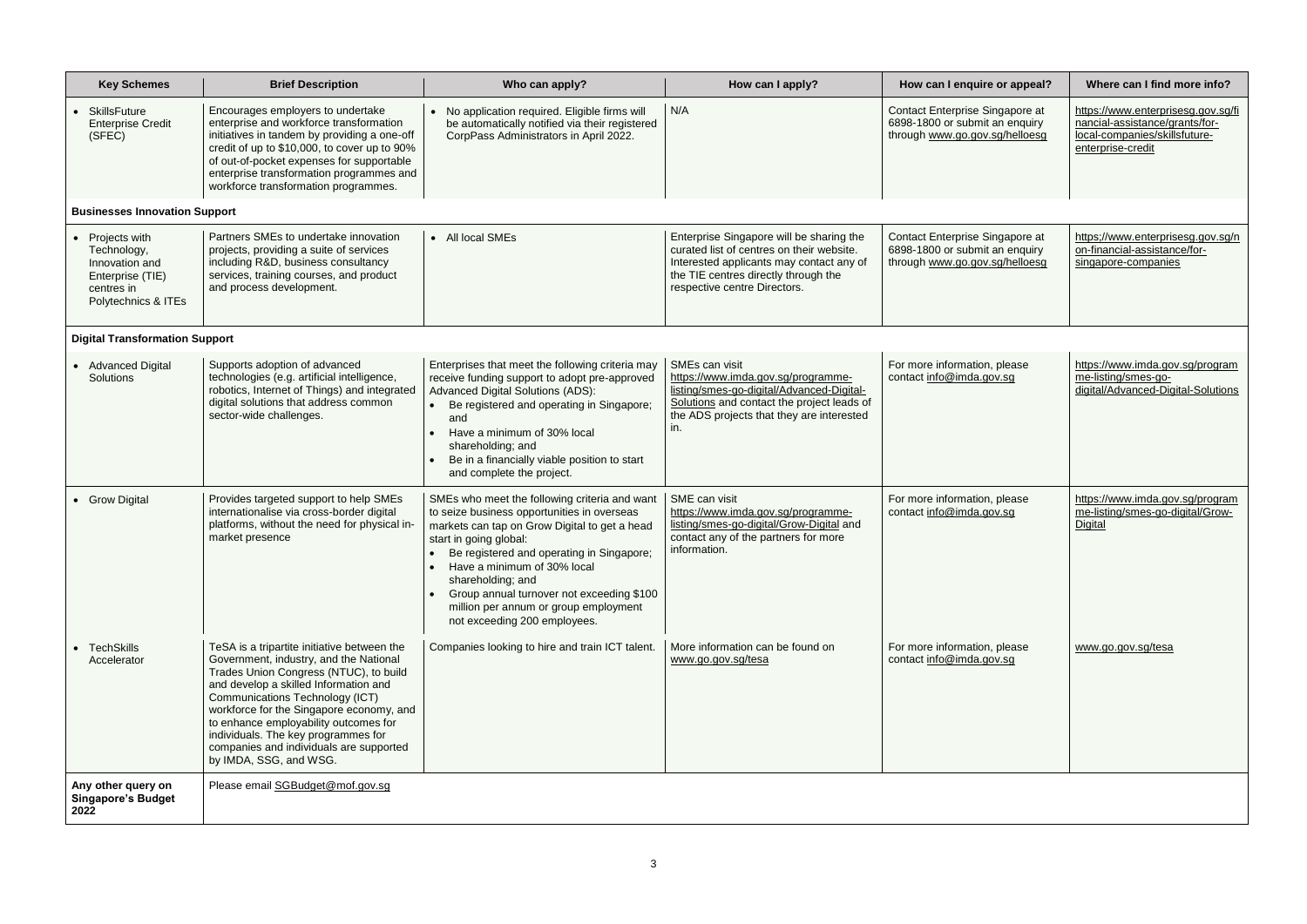| Key Schemes | Brief Description | Who can apply? | How can I apply? | How can I enquire or appeal? | Where can I find more info? |
|---|---|---|---|---|---|
| • SkillsFuture Enterprise Credit (SFEC) | Encourages employers to undertake enterprise and workforce transformation initiatives in tandem by providing a one-off credit of up to $10,000, to cover up to 90% of out-of-pocket expenses for supportable enterprise transformation programmes and workforce transformation programmes. | • No application required. Eligible firms will be automatically notified via their registered CorpPass Administrators in April 2022. | N/A | Contact Enterprise Singapore at 6898-1800 or submit an enquiry through www.go.gov.sg/helloesg | https://www.enterprisesg.gov.sg/financial-assistance/grants/for-local-companies/skillsfuture-enterprise-credit |
| **Businesses Innovation Support** | | | | | |
| • Projects with Technology, Innovation and Enterprise (TIE) centres in Polytechnics & ITEs | Partners SMEs to undertake innovation projects, providing a suite of services including R&D, business consultancy services, training courses, and product and process development. | • All local SMEs | Enterprise Singapore will be sharing the curated list of centres on their website. Interested applicants may contact any of the TIE centres directly through the respective centre Directors. | Contact Enterprise Singapore at 6898-1800 or submit an enquiry through www.go.gov.sg/helloesg | https://www.enterprisesg.gov.sg/non-financial-assistance/for-singapore-companies |
| **Digital Transformation Support** | | | | | |
| • Advanced Digital Solutions | Supports adoption of advanced technologies (e.g. artificial intelligence, robotics, Internet of Things) and integrated digital solutions that address common sector-wide challenges. | Enterprises that meet the following criteria may receive funding support to adopt pre-approved Advanced Digital Solutions (ADS): • Be registered and operating in Singapore; and • Have a minimum of 30% local shareholding; and • Be in a financially viable position to start and complete the project. | SMEs can visit https://www.imda.gov.sg/programme-listing/smes-go-digital/Advanced-Digital-Solutions and contact the project leads of the ADS projects that they are interested in. | For more information, please contact info@imda.gov.sg | https://www.imda.gov.sg/programme-listing/smes-go-digital/Advanced-Digital-Solutions |
| • Grow Digital | Provides targeted support to help SMEs internationalise via cross-border digital platforms, without the need for physical in-market presence | SMEs who meet the following criteria and want to seize business opportunities in overseas markets can tap on Grow Digital to get a head start in going global: • Be registered and operating in Singapore; • Have a minimum of 30% local shareholding; and • Group annual turnover not exceeding $100 million per annum or group employment not exceeding 200 employees. | SME can visit https://www.imda.gov.sg/programme-listing/smes-go-digital/Grow-Digital and contact any of the partners for more information. | For more information, please contact info@imda.gov.sg | https://www.imda.gov.sg/programme-listing/smes-go-digital/Grow-Digital |
| • TechSkills Accelerator | TeSA is a tripartite initiative between the Government, industry, and the National Trades Union Congress (NTUC), to build and develop a skilled Information and Communications Technology (ICT) workforce for the Singapore economy, and to enhance employability outcomes for individuals. The key programmes for companies and individuals are supported by IMDA, SSG, and WSG. | Companies looking to hire and train ICT talent. | More information can be found on www.go.gov.sg/tesa | For more information, please contact info@imda.gov.sg | www.go.gov.sg/tesa |
| **Any other query on Singapore's Budget 2022** | Please email SGBudget@mof.gov.sg | | | | |